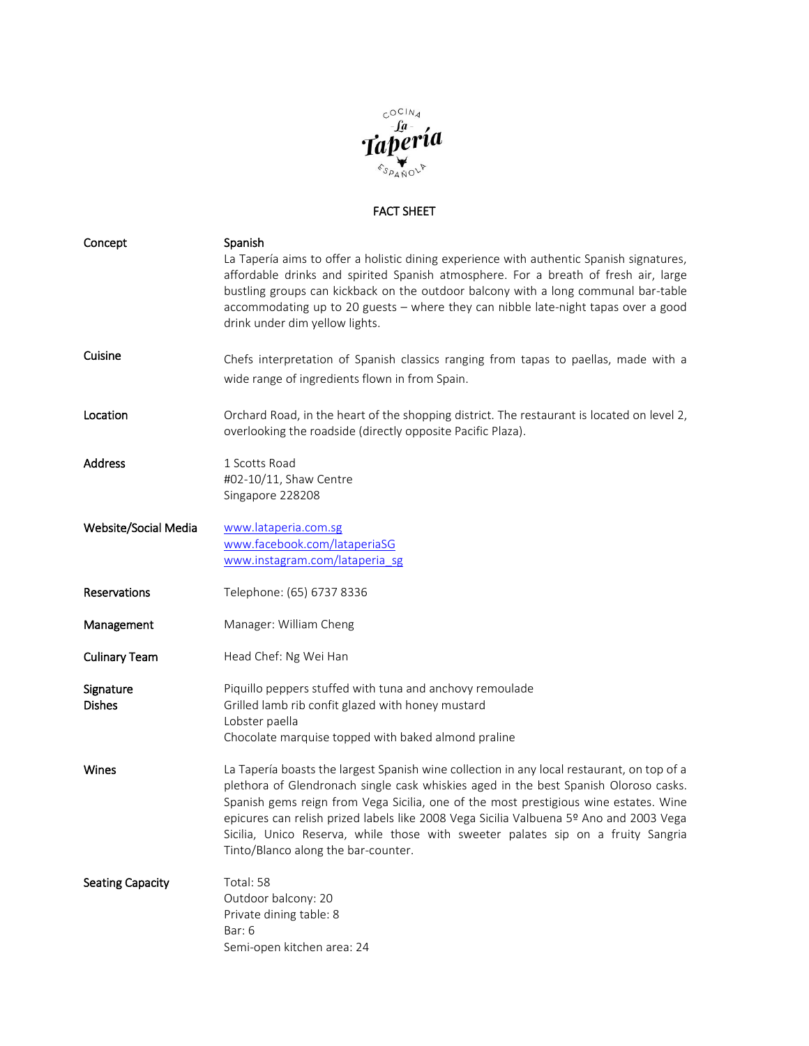COCINA

La Tapería

ESPAÑOLA

# FACT SHEET

| | |
|---|---|
| Concept | **Spanish** La Tapería aims to offer a holistic dining experience with authentic Spanish signatures, affordable drinks and spirited Spanish atmosphere. For a breath of fresh air, large bustling groups can kickback on the outdoor balcony with a long communal bar-table accommodating up to 20 guests – where they can nibble late-night tapas over a good drink under dim yellow lights. |
| Cuisine | Chefs interpretation of Spanish classics ranging from tapas to paellas, made with a wide range of ingredients flown in from Spain. |
| Location | Orchard Road, in the heart of the shopping district. The restaurant is located on level 2, overlooking the roadside (directly opposite Pacific Plaza). |
| Address | 1 Scotts Road<br>#02-10/11, Shaw Centre<br>Singapore 228208 |
| Website/Social Media | www.lataperia.com.sg<br>www.facebook.com/lataperiaSG<br>www.instagram.com/lataperia_sg |
| Reservations | Telephone: (65) 6737 8336 |
| Management | Manager: William Cheng |
| Culinary Team | Head Chef: Ng Wei Han |
| Signature Dishes | Piquillo peppers stuffed with tuna and anchovy remoulade<br>Grilled lamb rib confit glazed with honey mustard<br>Lobster paella<br>Chocolate marquise topped with baked almond praline |
| Wines | La Tapería boasts the largest Spanish wine collection in any local restaurant, on top of a plethora of Glendronach single cask whiskies aged in the best Spanish Oloroso casks. Spanish gems reign from Vega Sicilia, one of the most prestigious wine estates. Wine epicures can relish prized labels like 2008 Vega Sicilia Valbuena 5º Ano and 2003 Vega Sicilia, Unico Reserva, while those with sweeter palates sip on a fruity Sangria Tinto/Blanco along the bar-counter. |
| Seating Capacity | Total: 58<br>Outdoor balcony: 20<br>Private dining table: 8<br>Bar: 6<br>Semi-open kitchen area: 24 |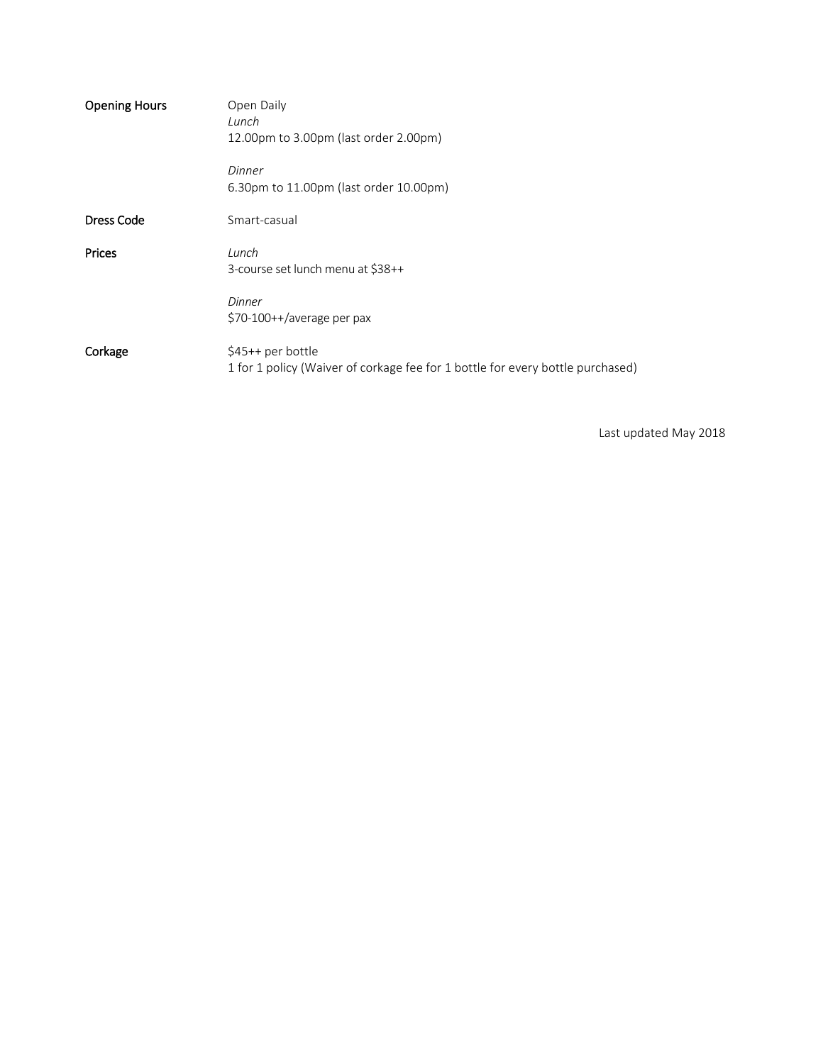| | |
|---|---|
| **Opening Hours** | Open Daily<br>*Lunch*<br>12.00pm to 3.00pm (last order 2.00pm)<br><br>*Dinner*<br>6.30pm to 11.00pm (last order 10.00pm) |
| **Dress Code** | Smart-casual |
| **Prices** | *Lunch*<br>3-course set lunch menu at $38++<br><br>*Dinner*<br>$70-100++/average per pax |
| **Corkage** | $45++ per bottle<br>1 for 1 policy (Waiver of corkage fee for 1 bottle for every bottle purchased) |

Last updated May 2018